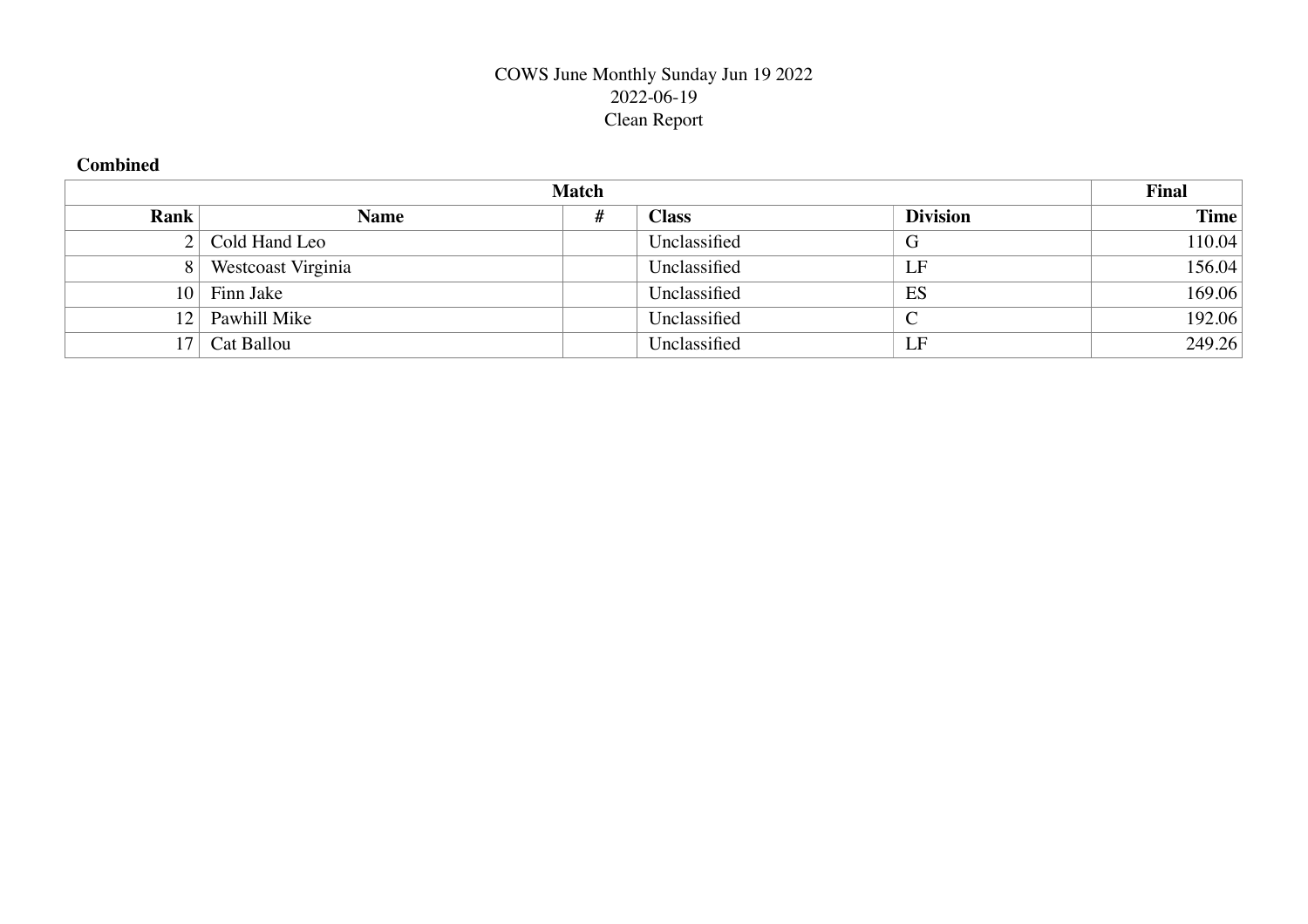COWS June Monthly Sunday Jun 19 2022
2022-06-19
Clean Report

**Combined**

| Match | | | | | Final |
|---|---|---|---|---|---|
| **Rank** | **Name** | **#** | **Class** | **Division** | **Time** |
| 2 | Cold Hand Leo | | Unclassified | G | 110.04 |
| 8 | Westcoast Virginia | | Unclassified | LF | 156.04 |
| 10 | Finn Jake | | Unclassified | ES | 169.06 |
| 12 | Pawhill Mike | | Unclassified | C | 192.06 |
| 17 | Cat Ballou | | Unclassified | LF | 249.26 |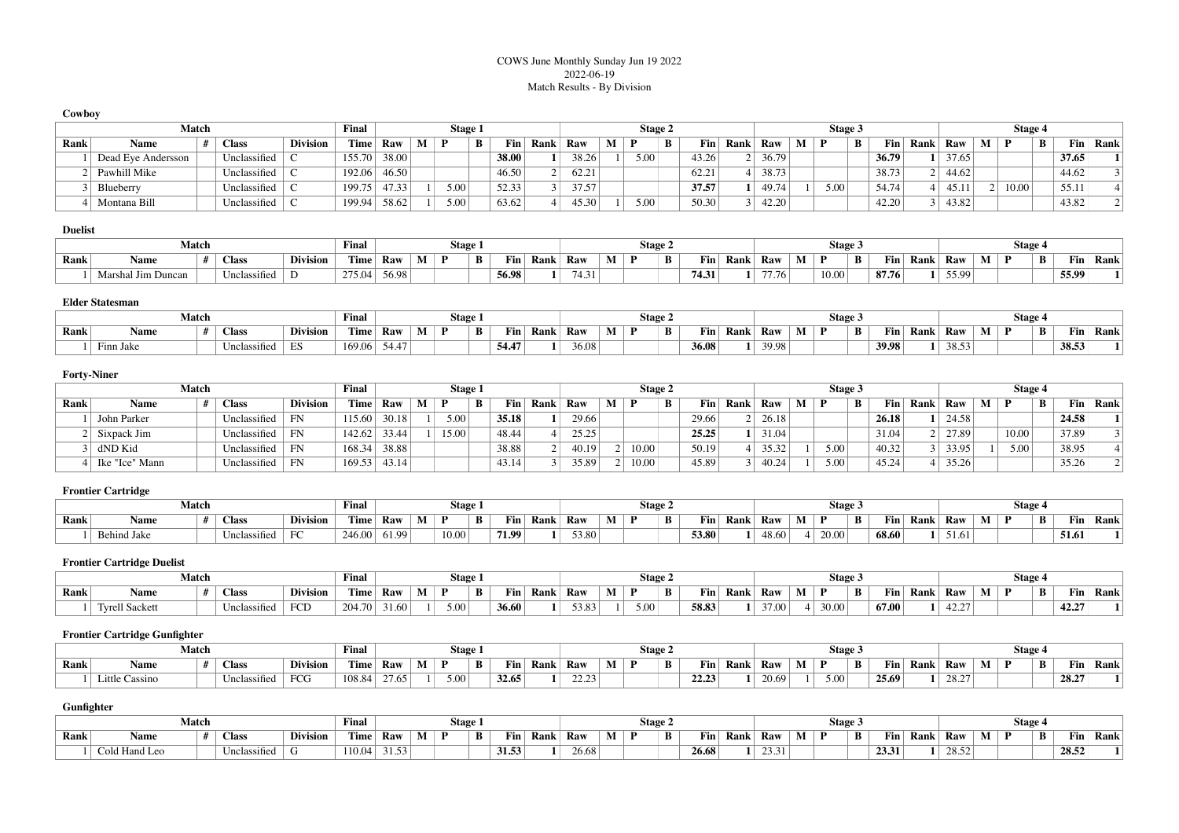COWS June Monthly Sunday Jun 19 2022
2022-06-19
Match Results - By Division

**Cowboy**

| Match | | | | | Final | Stage 1 | | | | | | Stage 2 | | | | | | Stage 3 | | | | | | Stage 4 | | | | | |
|---|---|---|---|---|---|---|---|---|---|---|---|---|---|---|---|---|---|---|---|---|---|---|---|---|---|---|---|---|---|
| Rank | Name | # | Class | Division | Time | Raw | M | P | B | Fin | Rank | Raw | M | P | B | Fin | Rank | Raw | M | P | B | Fin | Rank | Raw | M | P | B | Fin | Rank |
| 1 | Dead Eye Andersson | | Unclassified | C | 155.70 | 38.00 | | | | **38.00** | 1 | 38.26 | 1 | 5.00 | | 43.26 | 2 | 36.79 | | | | **36.79** | 1 | 37.65 | | | | **37.65** | 1 |
| 2 | Pawhill Mike | | Unclassified | C | 192.06 | 46.50 | | | | 46.50 | 2 | 62.21 | | | | 62.21 | 4 | 38.73 | | | | 38.73 | 2 | 44.62 | | | | 44.62 | 3 |
| 3 | Blueberry | | Unclassified | C | 199.75 | 47.33 | 1 | 5.00 | | 52.33 | 3 | 37.57 | | | | **37.57** | 1 | 49.74 | 1 | 5.00 | | 54.74 | 4 | 45.11 | 2 | 10.00 | | 55.11 | 4 |
| 4 | Montana Bill | | Unclassified | C | 199.94 | 58.62 | 1 | 5.00 | | 63.62 | 4 | 45.30 | 1 | 5.00 | | 50.30 | 3 | 42.20 | | | | 42.20 | 3 | 43.82 | | | | 43.82 | 2 |

**Duelist**

| Match | | | | | Final | Stage 1 | | | | | | Stage 2 | | | | | | Stage 3 | | | | | | Stage 4 | | | | | |
|---|---|---|---|---|---|---|---|---|---|---|---|---|---|---|---|---|---|---|---|---|---|---|---|---|---|---|---|---|---|
| Rank | Name | # | Class | Division | Time | Raw | M | P | B | Fin | Rank | Raw | M | P | B | Fin | Rank | Raw | M | P | B | Fin | Rank | Raw | M | P | B | Fin | Rank |
| 1 | Marshal Jim Duncan | | Unclassified | D | 275.04 | 56.98 | | | | **56.98** | 1 | 74.31 | | | | **74.31** | 1 | 77.76 | | 10.00 | | **87.76** | 1 | 55.99 | | | | **55.99** | 1 |

**Elder Statesman**

| Match | | | | | Final | Stage 1 | | | | | | Stage 2 | | | | | | Stage 3 | | | | | | Stage 4 | | | | | |
|---|---|---|---|---|---|---|---|---|---|---|---|---|---|---|---|---|---|---|---|---|---|---|---|---|---|---|---|---|---|
| Rank | Name | # | Class | Division | Time | Raw | M | P | B | Fin | Rank | Raw | M | P | B | Fin | Rank | Raw | M | P | B | Fin | Rank | Raw | M | P | B | Fin | Rank |
| 1 | Finn Jake | | Unclassified | ES | 169.06 | 54.47 | | | | **54.47** | 1 | 36.08 | | | | **36.08** | 1 | 39.98 | | | | **39.98** | 1 | 38.53 | | | | **38.53** | 1 |

**Forty-Niner**

| Match | | | | | Final | Stage 1 | | | | | | Stage 2 | | | | | | Stage 3 | | | | | | Stage 4 | | | | | |
|---|---|---|---|---|---|---|---|---|---|---|---|---|---|---|---|---|---|---|---|---|---|---|---|---|---|---|---|---|---|
| Rank | Name | # | Class | Division | Time | Raw | M | P | B | Fin | Rank | Raw | M | P | B | Fin | Rank | Raw | M | P | B | Fin | Rank | Raw | M | P | B | Fin | Rank |
| 1 | John Parker | | Unclassified | FN | 115.60 | 30.18 | 1 | 5.00 | | **35.18** | 1 | 29.66 | | | | 29.66 | 2 | 26.18 | | | | **26.18** | 1 | 24.58 | | | | **24.58** | 1 |
| 2 | Sixpack Jim | | Unclassified | FN | 142.62 | 33.44 | 1 | 15.00 | | 48.44 | 4 | 25.25 | | | | **25.25** | 1 | 31.04 | | | | 31.04 | 2 | 27.89 | | 10.00 | | 37.89 | 3 |
| 3 | dND Kid | | Unclassified | FN | 168.34 | 38.88 | | | | 38.88 | 2 | 40.19 | 2 | 10.00 | | 50.19 | 4 | 35.32 | 1 | 5.00 | | 40.32 | 3 | 33.95 | 1 | 5.00 | | 38.95 | 4 |
| 4 | Ike "Ice" Mann | | Unclassified | FN | 169.53 | 43.14 | | | | 43.14 | 3 | 35.89 | 2 | 10.00 | | 45.89 | 3 | 40.24 | 1 | 5.00 | | 45.24 | 4 | 35.26 | | | | 35.26 | 2 |

**Frontier Cartridge**

| Match | | | | | Final | Stage 1 | | | | | | Stage 2 | | | | | | Stage 3 | | | | | | Stage 4 | | | | | |
|---|---|---|---|---|---|---|---|---|---|---|---|---|---|---|---|---|---|---|---|---|---|---|---|---|---|---|---|---|---|
| Rank | Name | # | Class | Division | Time | Raw | M | P | B | Fin | Rank | Raw | M | P | B | Fin | Rank | Raw | M | P | B | Fin | Rank | Raw | M | P | B | Fin | Rank |
| 1 | Behind Jake | | Unclassified | FC | 246.00 | 61.99 | | 10.00 | | **71.99** | 1 | 53.80 | | | | **53.80** | 1 | 48.60 | 4 | 20.00 | | **68.60** | 1 | 51.61 | | | | **51.61** | 1 |

**Frontier Cartridge Duelist**

| Match | | | | | Final | Stage 1 | | | | | | Stage 2 | | | | | | Stage 3 | | | | | | Stage 4 | | | | | |
|---|---|---|---|---|---|---|---|---|---|---|---|---|---|---|---|---|---|---|---|---|---|---|---|---|---|---|---|---|---|
| Rank | Name | # | Class | Division | Time | Raw | M | P | B | Fin | Rank | Raw | M | P | B | Fin | Rank | Raw | M | P | B | Fin | Rank | Raw | M | P | B | Fin | Rank |
| 1 | Tyrell Sackett | | Unclassified | FCD | 204.70 | 31.60 | 1 | 5.00 | | **36.60** | 1 | 53.83 | 1 | 5.00 | | **58.83** | 1 | 37.00 | 4 | 30.00 | | **67.00** | 1 | 42.27 | | | | **42.27** | 1 |

**Frontier Cartridge Gunfighter**

| Match | | | | | Final | Stage 1 | | | | | | Stage 2 | | | | | | Stage 3 | | | | | | Stage 4 | | | | | |
|---|---|---|---|---|---|---|---|---|---|---|---|---|---|---|---|---|---|---|---|---|---|---|---|---|---|---|---|---|---|
| Rank | Name | # | Class | Division | Time | Raw | M | P | B | Fin | Rank | Raw | M | P | B | Fin | Rank | Raw | M | P | B | Fin | Rank | Raw | M | P | B | Fin | Rank |
| 1 | Little Cassino | | Unclassified | FCG | 108.84 | 27.65 | 1 | 5.00 | | **32.65** | 1 | 22.23 | | | | **22.23** | 1 | 20.69 | 1 | 5.00 | | **25.69** | 1 | 28.27 | | | | **28.27** | 1 |

**Gunfighter**

| Match | | | | | Final | Stage 1 | | | | | | Stage 2 | | | | | | Stage 3 | | | | | | Stage 4 | | | | | |
|---|---|---|---|---|---|---|---|---|---|---|---|---|---|---|---|---|---|---|---|---|---|---|---|---|---|---|---|---|---|
| Rank | Name | # | Class | Division | Time | Raw | M | P | B | Fin | Rank | Raw | M | P | B | Fin | Rank | Raw | M | P | B | Fin | Rank | Raw | M | P | B | Fin | Rank |
| 1 | Cold Hand Leo | | Unclassified | G | 110.04 | 31.53 | | | | **31.53** | 1 | 26.68 | | | | **26.68** | 1 | 23.31 | | | | **23.31** | 1 | 28.52 | | | | **28.52** | 1 |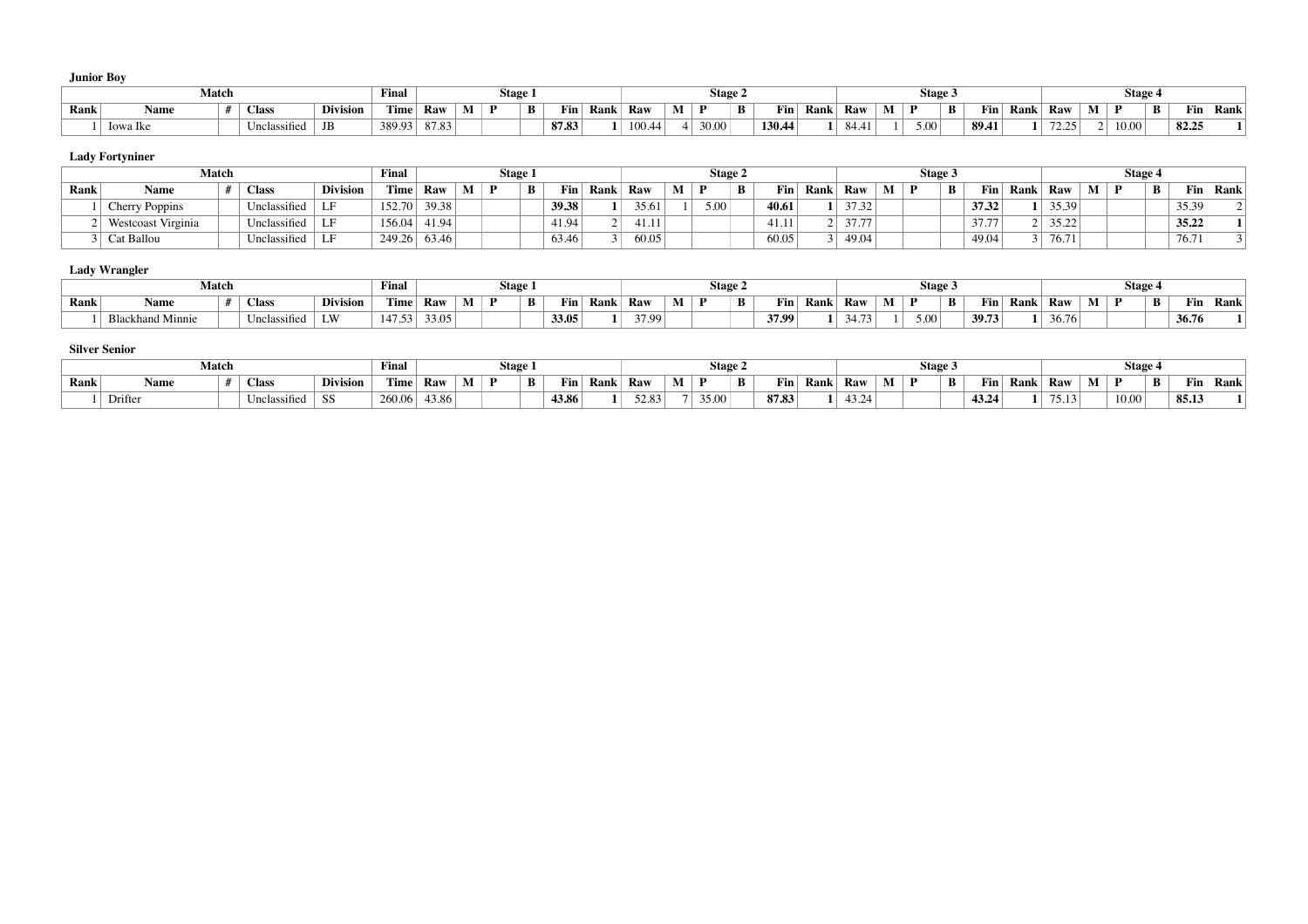**Junior Boy**

| Match | | | | | Final | Stage 1 | | | | | | Stage 2 | | | | | | Stage 3 | | | | | | Stage 4 | | | | | |
|---|---|---|---|---|---|---|---|---|---|---|---|---|---|---|---|---|---|---|---|---|---|---|---|---|---|---|---|---|---|
| Rank | Name | # | Class | Division | Time | Raw | M | P | B | Fin | Rank | Raw | M | P | B | Fin | Rank | Raw | M | P | B | Fin | Rank | Raw | M | P | B | Fin | Rank |
| 1 | Iowa Ike | | Unclassified | JB | 389.93 | 87.83 | | | | **87.83** | **1** | 100.44 | 4 | 30.00 | | **130.44** | **1** | 84.41 | 1 | 5.00 | | **89.41** | **1** | 72.25 | 2 | 10.00 | | **82.25** | **1** |

**Lady Fortyniner**

| Match | | | | | Final | Stage 1 | | | | | | Stage 2 | | | | | | Stage 3 | | | | | | Stage 4 | | | | | |
|---|---|---|---|---|---|---|---|---|---|---|---|---|---|---|---|---|---|---|---|---|---|---|---|---|---|---|---|---|---|
| Rank | Name | # | Class | Division | Time | Raw | M | P | B | Fin | Rank | Raw | M | P | B | Fin | Rank | Raw | M | P | B | Fin | Rank | Raw | M | P | B | Fin | Rank |
| 1 | Cherry Poppins | | Unclassified | LF | 152.70 | 39.38 | | | | **39.38** | **1** | 35.61 | 1 | 5.00 | | **40.61** | **1** | 37.32 | | | | **37.32** | **1** | 35.39 | | | | 35.39 | 2 |
| 2 | Westcoast Virginia | | Unclassified | LF | 156.04 | 41.94 | | | | 41.94 | 2 | 41.11 | | | | 41.11 | 2 | 37.77 | | | | 37.77 | 2 | 35.22 | | | | **35.22** | **1** |
| 3 | Cat Ballou | | Unclassified | LF | 249.26 | 63.46 | | | | 63.46 | 3 | 60.05 | | | | 60.05 | 3 | 49.04 | | | | 49.04 | 3 | 76.71 | | | | 76.71 | 3 |

**Lady Wrangler**

| Match | | | | | Final | Stage 1 | | | | | | Stage 2 | | | | | | Stage 3 | | | | | | Stage 4 | | | | | |
|---|---|---|---|---|---|---|---|---|---|---|---|---|---|---|---|---|---|---|---|---|---|---|---|---|---|---|---|---|---|
| Rank | Name | # | Class | Division | Time | Raw | M | P | B | Fin | Rank | Raw | M | P | B | Fin | Rank | Raw | M | P | B | Fin | Rank | Raw | M | P | B | Fin | Rank |
| 1 | Blackhand Minnie | | Unclassified | LW | 147.53 | 33.05 | | | | **33.05** | **1** | 37.99 | | | | **37.99** | **1** | 34.73 | 1 | 5.00 | | **39.73** | **1** | 36.76 | | | | **36.76** | **1** |

**Silver Senior**

| Match | | | | | Final | Stage 1 | | | | | | Stage 2 | | | | | | Stage 3 | | | | | | Stage 4 | | | | | |
|---|---|---|---|---|---|---|---|---|---|---|---|---|---|---|---|---|---|---|---|---|---|---|---|---|---|---|---|---|---|
| Rank | Name | # | Class | Division | Time | Raw | M | P | B | Fin | Rank | Raw | M | P | B | Fin | Rank | Raw | M | P | B | Fin | Rank | Raw | M | P | B | Fin | Rank |
| 1 | Drifter | | Unclassified | SS | 260.06 | 43.86 | | | | **43.86** | **1** | 52.83 | 7 | 35.00 | | **87.83** | **1** | 43.24 | | | | **43.24** | **1** | 75.13 | | 10.00 | | **85.13** | **1** |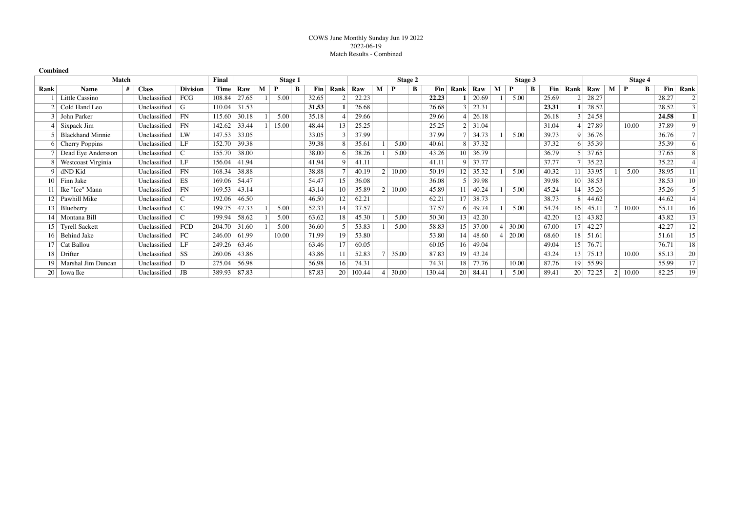COWS June Monthly Sunday Jun 19 2022
2022-06-19
Match Results - Combined

**Combined**

| Match | | | | | Final | Stage 1 | | | | | | Stage 2 | | | | | | Stage 3 | | | | | | Stage 4 | | | | | |
|---|---|---|---|---|---|---|---|---|---|---|---|---|---|---|---|---|---|---|---|---|---|---|---|---|---|---|---|---|---|
| Rank | Name | # | Class | Division | Time | Raw | M | P | B | Fin | Rank | Raw | M | P | B | Fin | Rank | Raw | M | P | B | Fin | Rank | Raw | M | P | B | Fin | Rank |
| 1 | Little Cassino | | Unclassified | FCG | 108.84 | 27.65 | 1 | 5.00 | | 32.65 | 2 | 22.23 | | | | **22.23** | **1** | 20.69 | 1 | 5.00 | | 25.69 | 2 | 28.27 | | | | 28.27 | 2 |
| 2 | Cold Hand Leo | | Unclassified | G | 110.04 | 31.53 | | | | **31.53** | **1** | 26.68 | | | | 26.68 | 3 | 23.31 | | | | **23.31** | **1** | 28.52 | | | | 28.52 | 3 |
| 3 | John Parker | | Unclassified | FN | 115.60 | 30.18 | 1 | 5.00 | | 35.18 | 4 | 29.66 | | | | 29.66 | 4 | 26.18 | | | | 26.18 | 3 | 24.58 | | | | **24.58** | **1** |
| 4 | Sixpack Jim | | Unclassified | FN | 142.62 | 33.44 | 1 | 15.00 | | 48.44 | 13 | 25.25 | | | | 25.25 | 2 | 31.04 | | | | 31.04 | 4 | 27.89 | | 10.00 | | 37.89 | 9 |
| 5 | Blackhand Minnie | | Unclassified | LW | 147.53 | 33.05 | | | | 33.05 | 3 | 37.99 | | | | 37.99 | 7 | 34.73 | 1 | 5.00 | | 39.73 | 9 | 36.76 | | | | 36.76 | 7 |
| 6 | Cherry Poppins | | Unclassified | LF | 152.70 | 39.38 | | | | 39.38 | 8 | 35.61 | 1 | 5.00 | | 40.61 | 8 | 37.32 | | | | 37.32 | 6 | 35.39 | | | | 35.39 | 6 |
| 7 | Dead Eye Andersson | | Unclassified | C | 155.70 | 38.00 | | | | 38.00 | 6 | 38.26 | 1 | 5.00 | | 43.26 | 10 | 36.79 | | | | 36.79 | 5 | 37.65 | | | | 37.65 | 8 |
| 8 | Westcoast Virginia | | Unclassified | LF | 156.04 | 41.94 | | | | 41.94 | 9 | 41.11 | | | | 41.11 | 9 | 37.77 | | | | 37.77 | 7 | 35.22 | | | | 35.22 | 4 |
| 9 | dND Kid | | Unclassified | FN | 168.34 | 38.88 | | | | 38.88 | 7 | 40.19 | 2 | 10.00 | | 50.19 | 12 | 35.32 | 1 | 5.00 | | 40.32 | 11 | 33.95 | 1 | 5.00 | | 38.95 | 11 |
| 10 | Finn Jake | | Unclassified | ES | 169.06 | 54.47 | | | | 54.47 | 15 | 36.08 | | | | 36.08 | 5 | 39.98 | | | | 39.98 | 10 | 38.53 | | | | 38.53 | 10 |
| 11 | Ike "Ice" Mann | | Unclassified | FN | 169.53 | 43.14 | | | | 43.14 | 10 | 35.89 | 2 | 10.00 | | 45.89 | 11 | 40.24 | 1 | 5.00 | | 45.24 | 14 | 35.26 | | | | 35.26 | 5 |
| 12 | Pawhill Mike | | Unclassified | C | 192.06 | 46.50 | | | | 46.50 | 12 | 62.21 | | | | 62.21 | 17 | 38.73 | | | | 38.73 | 8 | 44.62 | | | | 44.62 | 14 |
| 13 | Blueberry | | Unclassified | C | 199.75 | 47.33 | 1 | 5.00 | | 52.33 | 14 | 37.57 | | | | 37.57 | 6 | 49.74 | 1 | 5.00 | | 54.74 | 16 | 45.11 | 2 | 10.00 | | 55.11 | 16 |
| 14 | Montana Bill | | Unclassified | C | 199.94 | 58.62 | 1 | 5.00 | | 63.62 | 18 | 45.30 | 1 | 5.00 | | 50.30 | 13 | 42.20 | | | | 42.20 | 12 | 43.82 | | | | 43.82 | 13 |
| 15 | Tyrell Sackett | | Unclassified | FCD | 204.70 | 31.60 | 1 | 5.00 | | 36.60 | 5 | 53.83 | 1 | 5.00 | | 58.83 | 15 | 37.00 | 4 | 30.00 | | 67.00 | 17 | 42.27 | | | | 42.27 | 12 |
| 16 | Behind Jake | | Unclassified | FC | 246.00 | 61.99 | | 10.00 | | 71.99 | 19 | 53.80 | | | | 53.80 | 14 | 48.60 | 4 | 20.00 | | 68.60 | 18 | 51.61 | | | | 51.61 | 15 |
| 17 | Cat Ballou | | Unclassified | LF | 249.26 | 63.46 | | | | 63.46 | 17 | 60.05 | | | | 60.05 | 16 | 49.04 | | | | 49.04 | 15 | 76.71 | | | | 76.71 | 18 |
| 18 | Drifter | | Unclassified | SS | 260.06 | 43.86 | | | | 43.86 | 11 | 52.83 | 7 | 35.00 | | 87.83 | 19 | 43.24 | | | | 43.24 | 13 | 75.13 | | 10.00 | | 85.13 | 20 |
| 19 | Marshal Jim Duncan | | Unclassified | D | 275.04 | 56.98 | | | | 56.98 | 16 | 74.31 | | | | 74.31 | 18 | 77.76 | | 10.00 | | 87.76 | 19 | 55.99 | | | | 55.99 | 17 |
| 20 | Iowa Ike | | Unclassified | JB | 389.93 | 87.83 | | | | 87.83 | 20 | 100.44 | 4 | 30.00 | | 130.44 | 20 | 84.41 | 1 | 5.00 | | 89.41 | 20 | 72.25 | 2 | 10.00 | | 82.25 | 19 |